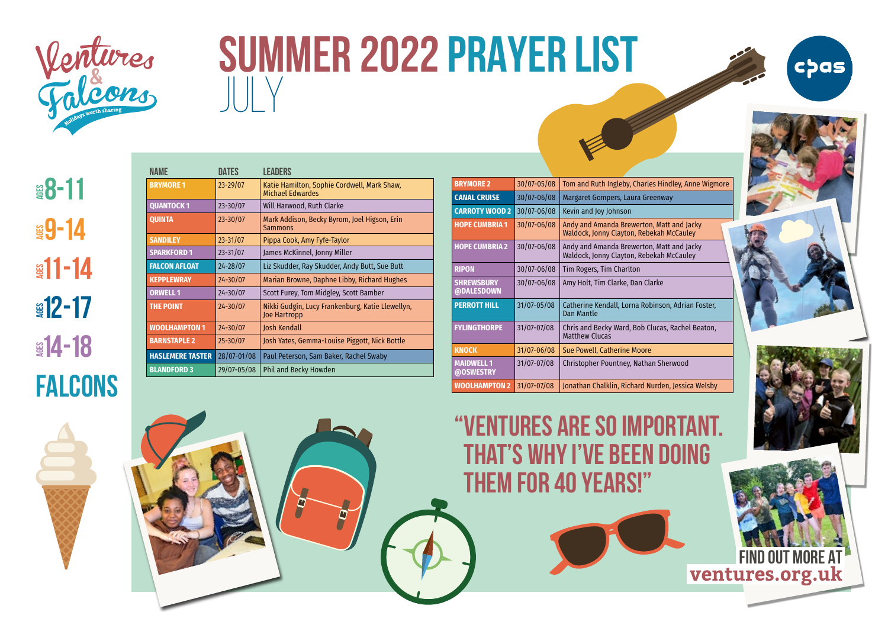Ventures & Falcons — Holidays worth sharing

# SUMMER 2022 PRAYER LIST

## JULY

AGES 8-11

AGES 9-14

AGES 11-14

AGES 12-17

AGES 14-18

FALCONS

| NAME | DATES | LEADERS |
| --- | --- | --- |
| BRYMORE 1 | 23-29/07 | Katie Hamilton, Sophie Cordwell, Mark Shaw, Michael Edwardes |
| QUANTOCK 1 | 23-30/07 | Will Harwood, Ruth Clarke |
| QUINTA | 23-30/07 | Mark Addison, Becky Byrom, Joel Higson, Erin Sammons |
| SANDILEY | 23-31/07 | Pippa Cook, Amy Fyfe-Taylor |
| SPARKFORD 1 | 23-31/07 | James McKinnel, Jonny Miller |
| FALCON AFLOAT | 24-28/07 | Liz Skudder, Ray Skudder, Andy Butt, Sue Butt |
| KEPPLEWRAY | 24-30/07 | Marian Browne, Daphne Libby, Richard Hughes |
| ORWELL 1 | 24-30/07 | Scott Furey, Tom Midgley, Scott Bamber |
| THE POINT | 24-30/07 | Nikki Gudgin, Lucy Frankenburg, Katie Llewellyn, Joe Hartropp |
| WOOLHAMPTON 1 | 24-30/07 | Josh Kendall |
| BARNSTAPLE 2 | 25-30/07 | Josh Yates, Gemma-Louise Piggott, Nick Bottle |
| HASLEMERE TASTER | 28/07-01/08 | Paul Peterson, Sam Baker, Rachel Swaby |
| BLANDFORD 3 | 29/07-05/08 | Phil and Becky Howden |
| BRYMORE 2 | 30/07-05/08 | Tom and Ruth Ingleby, Charles Hindley, Anne Wigmore |
| CANAL CRUISE | 30/07-06/08 | Margaret Gompers, Laura Greenway |
| CARROTY WOOD 2 | 30/07-06/08 | Kevin and Joy Johnson |
| HOPE CUMBRIA 1 | 30/07-06/08 | Andy and Amanda Brewerton, Matt and Jacky Waldock, Jonny Clayton, Rebekah McCauley |
| HOPE CUMBRIA 2 | 30/07-06/08 | Andy and Amanda Brewerton, Matt and Jacky Waldock, Jonny Clayton, Rebekah McCauley |
| RIPON | 30/07-06/08 | Tim Rogers, Tim Charlton |
| SHREWSBURY @DALESDOWN | 30/07-06/08 | Amy Holt, Tim Clarke, Dan Clarke |
| PERROTT HILL | 31/07-05/08 | Catherine Kendall, Lorna Robinson, Adrian Foster, Dan Mantle |
| FYLINGTHORPE | 31/07-07/08 | Chris and Becky Ward, Bob Clucas, Rachel Beaton, Matthew Clucas |
| KNOCK | 31/07-06/08 | Sue Powell, Catherine Moore |
| MAIDWELL 1 @OSWESTRY | 31/07-07/08 | Christopher Pountney, Nathan Sherwood |
| WOOLHAMPTON 2 | 31/07-07/08 | Jonathan Chalklin, Richard Nurden, Jessica Welsby |

"VENTURES ARE SO IMPORTANT. THAT'S WHY I'VE BEEN DOING THEM FOR 40 YEARS!"

FIND OUT MORE AT **ventures.org.uk**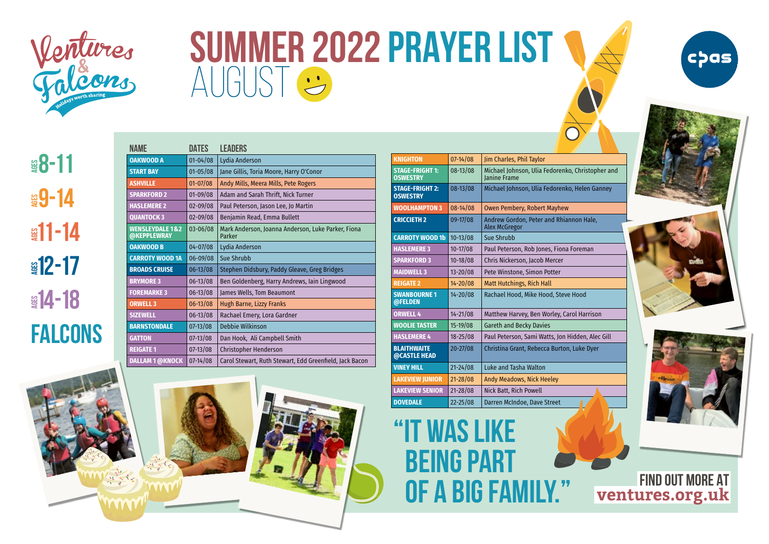# SUMMER 2022 PRAYER LIST

## AUGUST

Ventures & Falcons — Holidays worth sharing

AGES 8-11
AGES 9-14
AGES 11-14
AGES 12-17
AGES 14-18
FALCONS

| NAME | DATES | LEADERS |
|---|---|---|
| OAKWOOD A | 01-04/08 | Lydia Anderson |
| START BAY | 01-05/08 | Jane Gillis, Toria Moore, Harry O'Conor |
| ASHVILLE | 01-07/08 | Andy Mills, Meera Mills, Pete Rogers |
| SPARKFORD 2 | 01-09/08 | Adam and Sarah Thrift, Nick Turner |
| HASLEMERE 2 | 02-09/08 | Paul Peterson, Jason Lee, Jo Martin |
| QUANTOCK 3 | 02-09/08 | Benjamin Read, Emma Bullett |
| WENSLEYDALE 1&2 @KEPPLEWRAY | 03-06/08 | Mark Anderson, Joanna Anderson, Luke Parker, Fiona Parker |
| OAKWOOD B | 04-07/08 | Lydia Anderson |
| CARROTY WOOD 1A | 06-09/08 | Sue Shrubb |
| BROADS CRUISE | 06-13/08 | Stephen Didsbury, Paddy Gleave, Greg Bridges |
| BRYMORE 3 | 06-13/08 | Ben Goldenberg, Harry Andrews, Iain Lingwood |
| FOREMARKE 3 | 06-13/08 | James Wells, Tom Beaumont |
| ORWELL 3 | 06-13/08 | Hugh Barne, Lizzy Franks |
| SIZEWELL | 06-13/08 | Rachael Emery, Lora Gardner |
| BARNSTONDALE | 07-13/08 | Debbie Wilkinson |
| GATTON | 07-13/08 | Dan Hook, Ali Campbell Smith |
| REIGATE 1 | 07-13/08 | Christopher Henderson |
| DALLAM 1 @KNOCK | 07-14/08 | Carol Stewart, Ruth Stewart, Edd Greenfield, Jack Bacon |
| KNIGHTON | 07-14/08 | Jim Charles, Phil Taylor |
| STAGE-FRIGHT 1: OSWESTRY | 08-13/08 | Michael Johnson, Ulia Fedorenko, Christopher and Janine Frame |
| STAGE-FRIGHT 2: OSWESTRY | 08-13/08 | Michael Johnson, Ulia Fedorenko, Helen Ganney |
| WOOLHAMPTON 3 | 08-14/08 | Owen Pembery, Robert Mayhew |
| CRICCIETH 2 | 09-17/08 | Andrew Gordon, Peter and Rhiannon Hale, Alex McGregor |
| CARROTY WOOD 1b | 10-13/08 | Sue Shrubb |
| HASLEMERE 3 | 10-17/08 | Paul Peterson, Rob Jones, Fiona Foreman |
| SPARKFORD 3 | 10-18/08 | Chris Nickerson, Jacob Mercer |
| MAIDWELL 3 | 13-20/08 | Pete Winstone, Simon Potter |
| REIGATE 2 | 14-20/08 | Matt Hutchings, Rich Hall |
| SWANBOURNE 1 @FELDEN | 14-20/08 | Rachael Hood, Mike Hood, Steve Hood |
| ORWELL 4 | 14-21/08 | Matthew Harvey, Ben Worley, Carol Harrison |
| WOOLIE TASTER | 15-19/08 | Gareth and Becky Davies |
| HASLEMERE 4 | 18-25/08 | Paul Peterson, Sami Watts, Jon Hidden, Alec Gill |
| BLAITHWAITE @CASTLE HEAD | 20-27/08 | Christina Grant, Rebecca Burton, Luke Dyer |
| VINEY HILL | 21-24/08 | Luke and Tasha Walton |
| LAKEVIEW JUNIOR | 21-28/08 | Andy Meadows, Nick Heeley |
| LAKEVIEW SENIOR | 21-28/08 | Nick Batt, Rich Powell |
| DOVEDALE | 22-25/08 | Darren McIndoe, Dave Street |

"IT WAS LIKE BEING PART OF A BIG FAMILY."

FIND OUT MORE AT ventures.org.uk